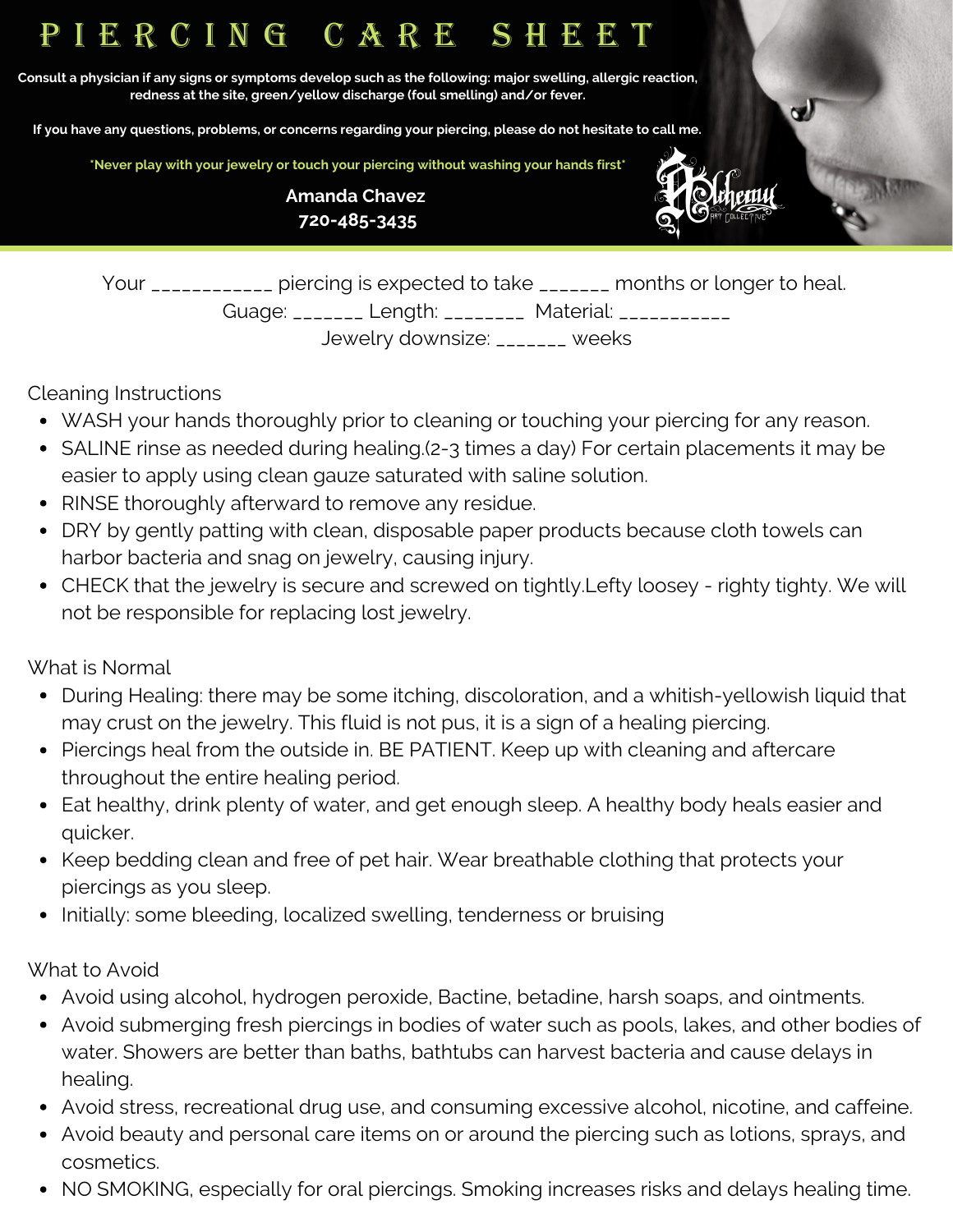# PIERCING CARE SHEET

**Consult a physician if any signs or symptoms develop such as the following: major swelling, allergic reaction, redness at the site, green/yellow discharge (foul smelling) and/or fever.**

**If you have any questions, problems, or concerns regarding your piercing, please do not hesitate to call me.**

**\*Never play with your jewelry or touch your piercing without washing your hands first\***

**Amanda Chavez**
**720-485-3435**

Your ____________ piercing is expected to take _______ months or longer to heal.
Guage: _______ Length: ________ Material: ___________
Jewelry downsize: _______ weeks

Cleaning Instructions

- WASH your hands thoroughly prior to cleaning or touching your piercing for any reason.
- SALINE rinse as needed during healing.(2-3 times a day) For certain placements it may be easier to apply using clean gauze saturated with saline solution.
- RINSE thoroughly afterward to remove any residue.
- DRY by gently patting with clean, disposable paper products because cloth towels can harbor bacteria and snag on jewelry, causing injury.
- CHECK that the jewelry is secure and screwed on tightly.Lefty loosey - righty tighty. We will not be responsible for replacing lost jewelry.

What is Normal

- During Healing: there may be some itching, discoloration, and a whitish-yellowish liquid that may crust on the jewelry. This fluid is not pus, it is a sign of a healing piercing.
- Piercings heal from the outside in. BE PATIENT. Keep up with cleaning and aftercare throughout the entire healing period.
- Eat healthy, drink plenty of water, and get enough sleep. A healthy body heals easier and quicker.
- Keep bedding clean and free of pet hair. Wear breathable clothing that protects your piercings as you sleep.
- Initially: some bleeding, localized swelling, tenderness or bruising

What to Avoid

- Avoid using alcohol, hydrogen peroxide, Bactine, betadine, harsh soaps, and ointments.
- Avoid submerging fresh piercings in bodies of water such as pools, lakes, and other bodies of water. Showers are better than baths, bathtubs can harvest bacteria and cause delays in healing.
- Avoid stress, recreational drug use, and consuming excessive alcohol, nicotine, and caffeine.
- Avoid beauty and personal care items on or around the piercing such as lotions, sprays, and cosmetics.
- NO SMOKING, especially for oral piercings. Smoking increases risks and delays healing time.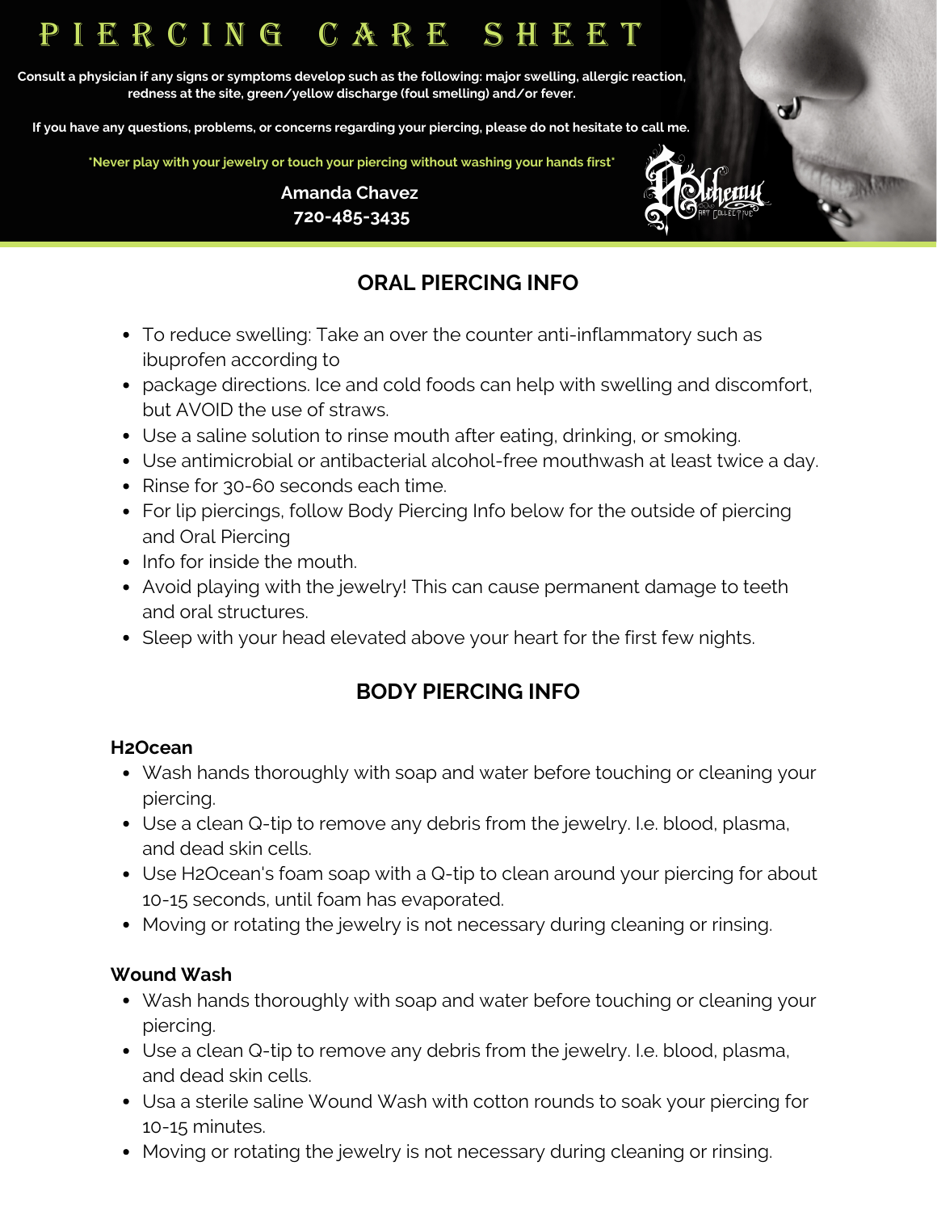# PIERCING CARE SHEET

**Consult a physician if any signs or symptoms develop such as the following: major swelling, allergic reaction, redness at the site, green/yellow discharge (foul smelling) and/or fever.**

**If you have any questions, problems, or concerns regarding your piercing, please do not hesitate to call me.**

**\*Never play with your jewelry or touch your piercing without washing your hands first\***

**Amanda Chavez**
**720-485-3435**

## ORAL PIERCING INFO

- To reduce swelling: Take an over the counter anti-inflammatory such as ibuprofen according to
- package directions. Ice and cold foods can help with swelling and discomfort, but AVOID the use of straws.
- Use a saline solution to rinse mouth after eating, drinking, or smoking.
- Use antimicrobial or antibacterial alcohol-free mouthwash at least twice a day.
- Rinse for 30-60 seconds each time.
- For lip piercings, follow Body Piercing Info below for the outside of piercing and Oral Piercing
- Info for inside the mouth.
- Avoid playing with the jewelry! This can cause permanent damage to teeth and oral structures.
- Sleep with your head elevated above your heart for the first few nights.

## BODY PIERCING INFO

### H2Ocean

- Wash hands thoroughly with soap and water before touching or cleaning your piercing.
- Use a clean Q-tip to remove any debris from the jewelry. I.e. blood, plasma, and dead skin cells.
- Use H2Ocean's foam soap with a Q-tip to clean around your piercing for about 10-15 seconds, until foam has evaporated.
- Moving or rotating the jewelry is not necessary during cleaning or rinsing.

### Wound Wash

- Wash hands thoroughly with soap and water before touching or cleaning your piercing.
- Use a clean Q-tip to remove any debris from the jewelry. I.e. blood, plasma, and dead skin cells.
- Usa a sterile saline Wound Wash with cotton rounds to soak your piercing for 10-15 minutes.
- Moving or rotating the jewelry is not necessary during cleaning or rinsing.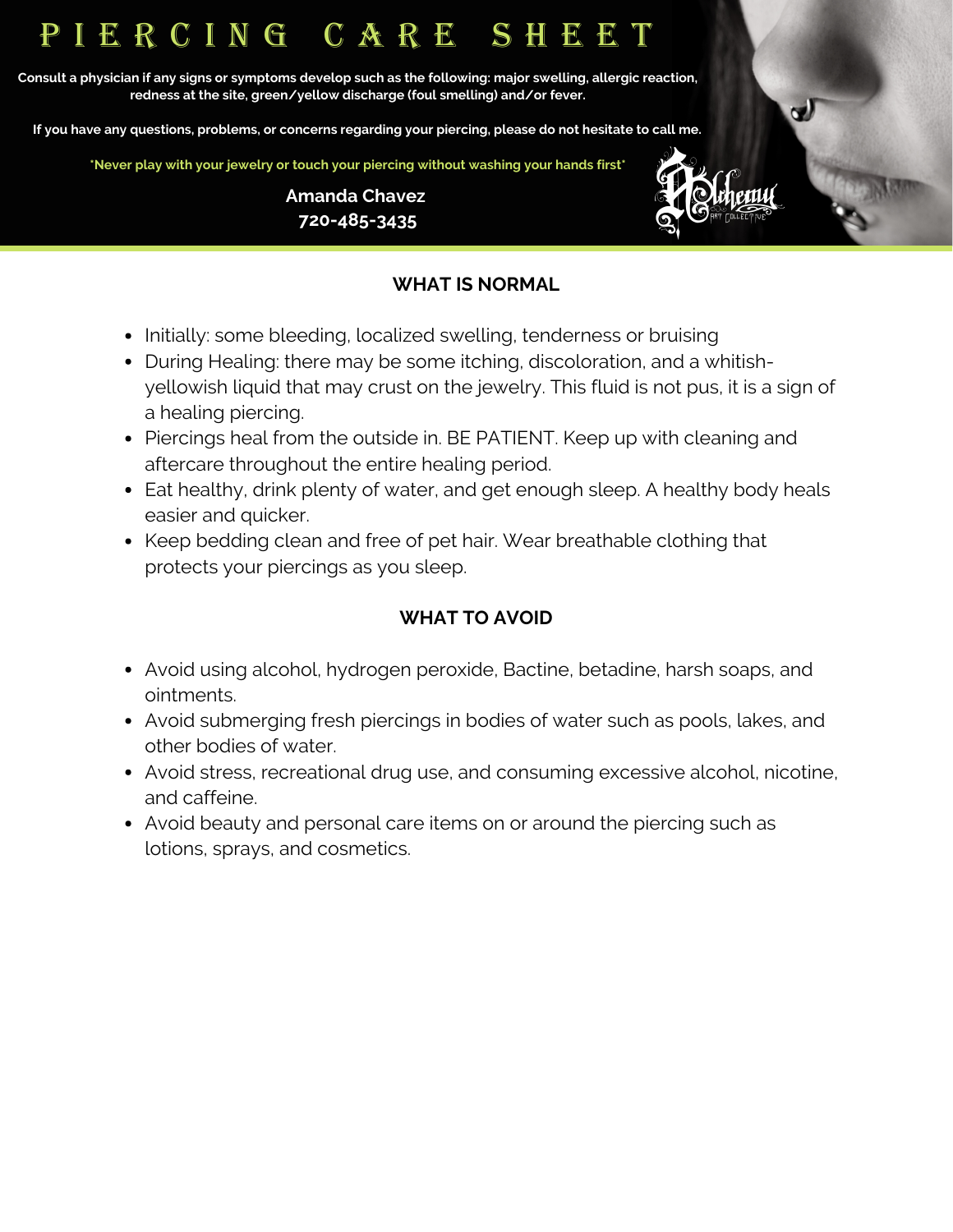# PIERCING CARE SHEET

**Consult a physician if any signs or symptoms develop such as the following: major swelling, allergic reaction, redness at the site, green/yellow discharge (foul smelling) and/or fever.**

**If you have any questions, problems, or concerns regarding your piercing, please do not hesitate to call me.**

***Never play with your jewelry or touch your piercing without washing your hands first***

**Amanda Chavez**
**720-485-3435**

## WHAT IS NORMAL

- Initially: some bleeding, localized swelling, tenderness or bruising
- During Healing: there may be some itching, discoloration, and a whitish-yellowish liquid that may crust on the jewelry. This fluid is not pus, it is a sign of a healing piercing.
- Piercings heal from the outside in. BE PATIENT. Keep up with cleaning and aftercare throughout the entire healing period.
- Eat healthy, drink plenty of water, and get enough sleep. A healthy body heals easier and quicker.
- Keep bedding clean and free of pet hair. Wear breathable clothing that protects your piercings as you sleep.

## WHAT TO AVOID

- Avoid using alcohol, hydrogen peroxide, Bactine, betadine, harsh soaps, and ointments.
- Avoid submerging fresh piercings in bodies of water such as pools, lakes, and other bodies of water.
- Avoid stress, recreational drug use, and consuming excessive alcohol, nicotine, and caffeine.
- Avoid beauty and personal care items on or around the piercing such as lotions, sprays, and cosmetics.